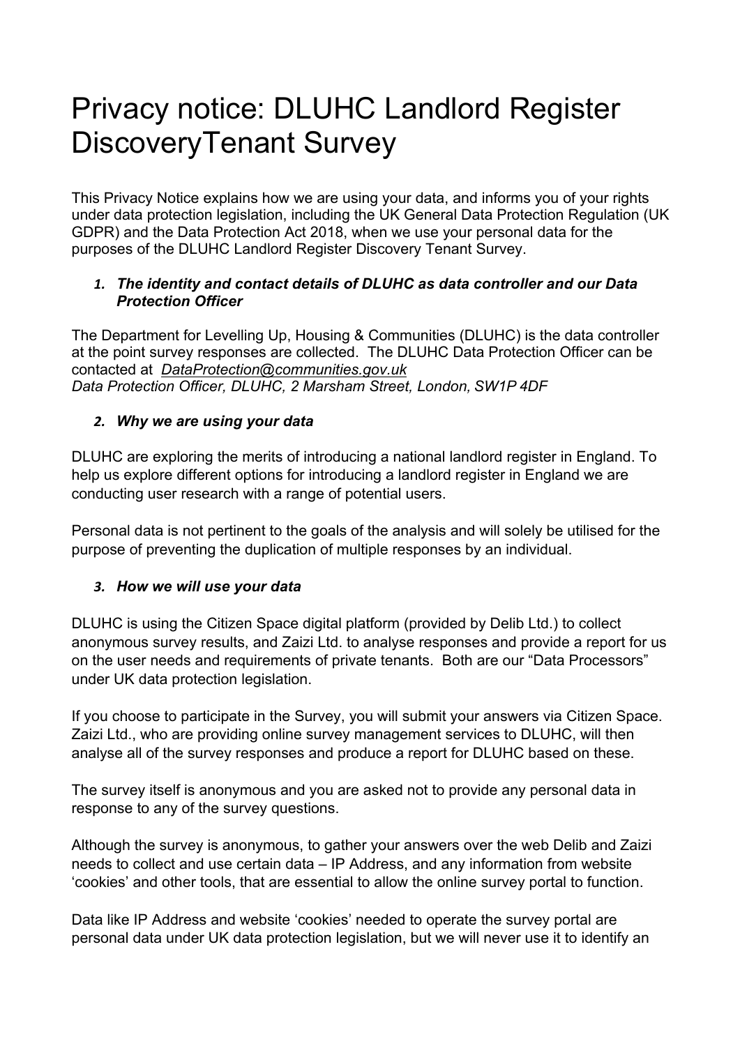# Privacy notice: DLUHC Landlord Register DiscoveryTenant Survey

This Privacy Notice explains how we are using your data, and informs you of your rights under data protection legislation, including the UK General Data Protection Regulation (UK GDPR) and the Data Protection Act 2018, when we use your personal data for the purposes of the DLUHC Landlord Register Discovery Tenant Survey.

### 1. *The identity and contact details of DLUHC as data controller and our Data Protection Officer*

The Department for Levelling Up, Housing & Communities (DLUHC) is the data controller at the point survey responses are collected. The DLUHC Data Protection Officer can be contacted at *DataProtection@communities.gov.uk*
*Data Protection Officer, DLUHC, 2 Marsham Street, London, SW1P 4DF*

### 2. *Why we are using your data*

DLUHC are exploring the merits of introducing a national landlord register in England. To help us explore different options for introducing a landlord register in England we are conducting user research with a range of potential users.

Personal data is not pertinent to the goals of the analysis and will solely be utilised for the purpose of preventing the duplication of multiple responses by an individual.

### 3. *How we will use your data*

DLUHC is using the Citizen Space digital platform (provided by Delib Ltd.) to collect anonymous survey results, and Zaizi Ltd. to analyse responses and provide a report for us on the user needs and requirements of private tenants. Both are our "Data Processors" under UK data protection legislation.

If you choose to participate in the Survey, you will submit your answers via Citizen Space. Zaizi Ltd., who are providing online survey management services to DLUHC, will then analyse all of the survey responses and produce a report for DLUHC based on these.

The survey itself is anonymous and you are asked not to provide any personal data in response to any of the survey questions.

Although the survey is anonymous, to gather your answers over the web Delib and Zaizi needs to collect and use certain data – IP Address, and any information from website 'cookies' and other tools, that are essential to allow the online survey portal to function.

Data like IP Address and website 'cookies' needed to operate the survey portal are personal data under UK data protection legislation, but we will never use it to identify an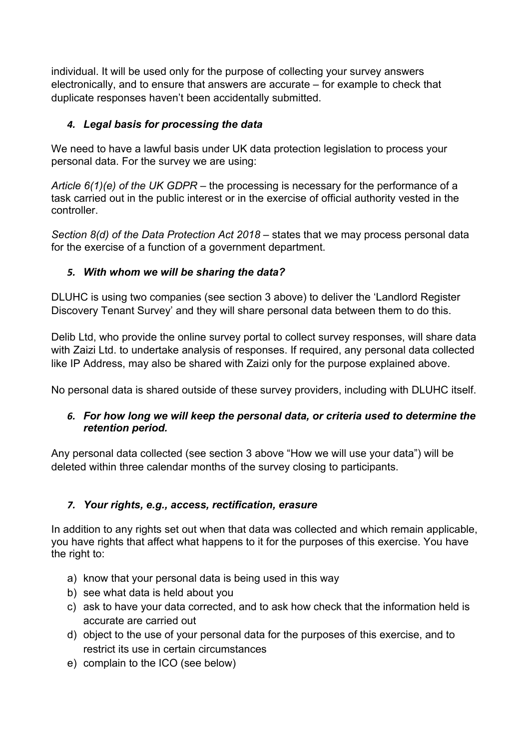individual. It will be used only for the purpose of collecting your survey answers electronically, and to ensure that answers are accurate – for example to check that duplicate responses haven't been accidentally submitted.

### *4. Legal basis for processing the data*

We need to have a lawful basis under UK data protection legislation to process your personal data. For the survey we are using:

*Article 6(1)(e) of the UK GDPR* – the processing is necessary for the performance of a task carried out in the public interest or in the exercise of official authority vested in the controller.

*Section 8(d) of the Data Protection Act 2018* – states that we may process personal data for the exercise of a function of a government department.

### *5. With whom we will be sharing the data?*

DLUHC is using two companies (see section 3 above) to deliver the 'Landlord Register Discovery Tenant Survey' and they will share personal data between them to do this.

Delib Ltd, who provide the online survey portal to collect survey responses, will share data with Zaizi Ltd. to undertake analysis of responses. If required, any personal data collected like IP Address, may also be shared with Zaizi only for the purpose explained above.

No personal data is shared outside of these survey providers, including with DLUHC itself.

### *6. For how long we will keep the personal data, or criteria used to determine the retention period.*

Any personal data collected (see section 3 above "How we will use your data") will be deleted within three calendar months of the survey closing to participants.

### *7. Your rights, e.g., access, rectification, erasure*

In addition to any rights set out when that data was collected and which remain applicable, you have rights that affect what happens to it for the purposes of this exercise. You have the right to:

a) know that your personal data is being used in this way
b) see what data is held about you
c) ask to have your data corrected, and to ask how check that the information held is accurate are carried out
d) object to the use of your personal data for the purposes of this exercise, and to restrict its use in certain circumstances
e) complain to the ICO (see below)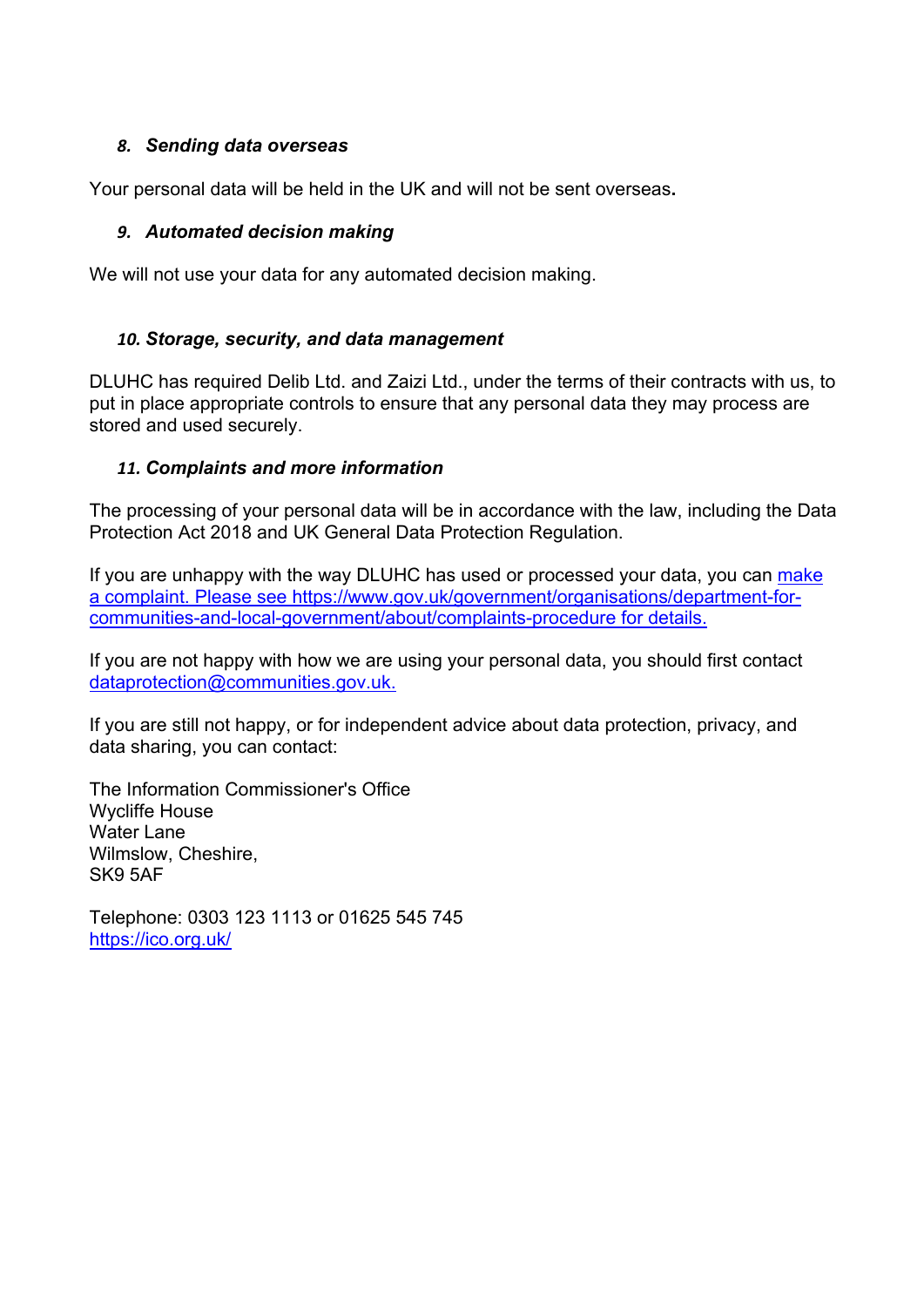### *8. Sending data overseas*

Your personal data will be held in the UK and will not be sent overseas**.**

### *9. Automated decision making*

We will not use your data for any automated decision making.

### *10. Storage, security, and data management*

DLUHC has required Delib Ltd. and Zaizi Ltd., under the terms of their contracts with us, to put in place appropriate controls to ensure that any personal data they may process are stored and used securely.

### *11. Complaints and more information*

The processing of your personal data will be in accordance with the law, including the Data Protection Act 2018 and UK General Data Protection Regulation.

If you are unhappy with the way DLUHC has used or processed your data, you can [make a complaint. Please see https://www.gov.uk/government/organisations/department-for-communities-and-local-government/about/complaints-procedure for details.](https://www.gov.uk/government/organisations/department-for-communities-and-local-government/about/complaints-procedure)

If you are not happy with how we are using your personal data, you should first contact [dataprotection@communities.gov.uk.](mailto:dataprotection@communities.gov.uk)

If you are still not happy, or for independent advice about data protection, privacy, and data sharing, you can contact:

The Information Commissioner's Office
Wycliffe House
Water Lane
Wilmslow, Cheshire,
SK9 5AF

Telephone: 0303 123 1113 or 01625 545 745
[https://ico.org.uk/](https://ico.org.uk/)